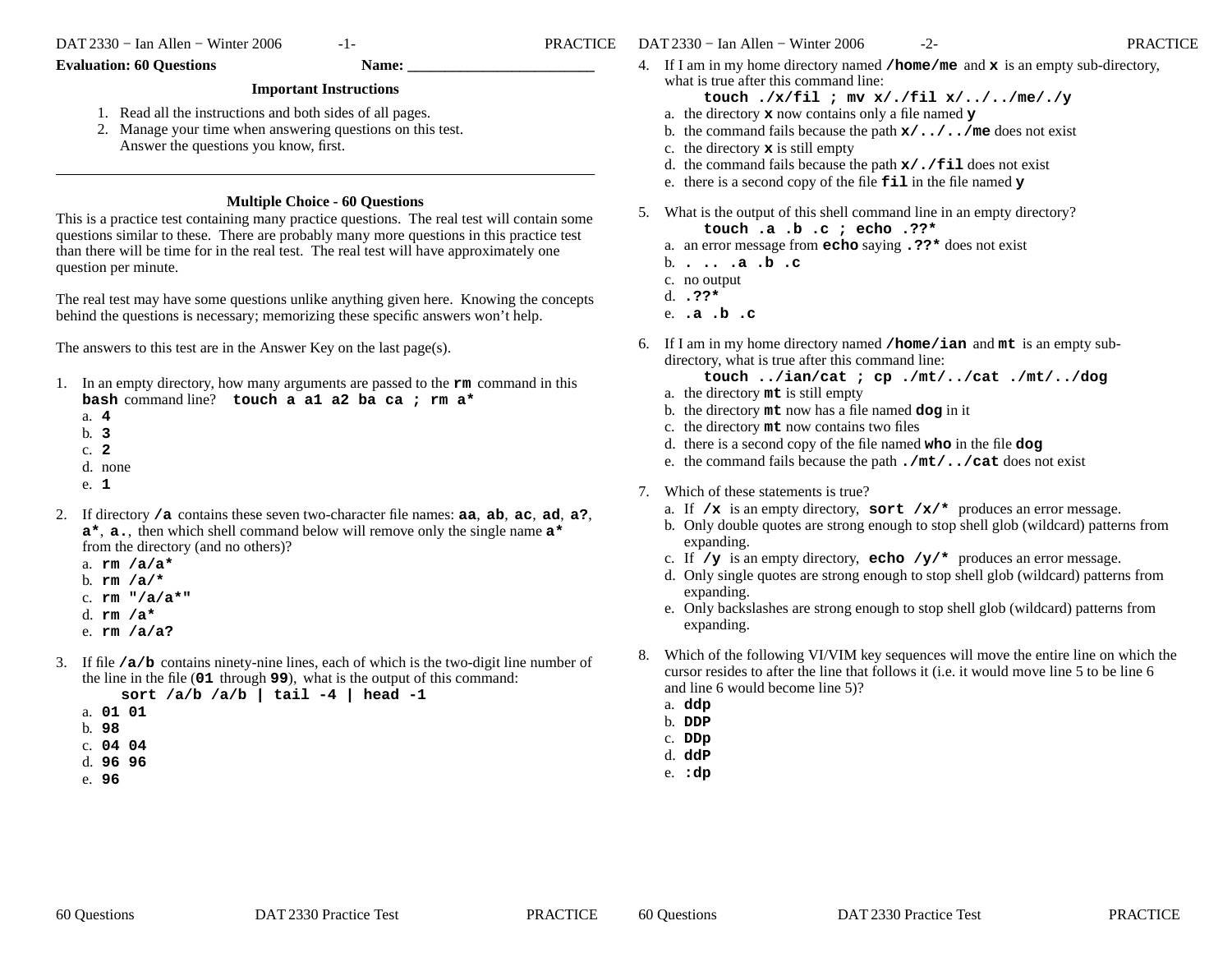**Evaluation: 60 Questions** **Name: \_\_\_\_\_\_\_\_\_\_\_\_\_\_\_\_\_\_\_\_\_\_\_\_\_**

### Important Instructions

1. Read all the instructions and both sides of all pages.
2. Manage your time when answering questions on this test.
   Answer the questions you know, first.

---

### Multiple Choice - 60 Questions

This is a practice test containing many practice questions. The real test will contain some questions similar to these. There are probably many more questions in this practice test than there will be time for in the real test. The real test will have approximately one question per minute.

The real test may have some questions unlike anything given here. Knowing the concepts behind the questions is necessary; memorizing these specific answers won't help.

The answers to this test are in the Answer Key on the last page(s).

1. In an empty directory, how many arguments are passed to the **rm** command in this **bash** command line? **touch a a1 a2 ba ca ; rm a***
   a. **4**
   b. **3**
   c. **2**
   d. none
   e. **1**

2. If directory **/a** contains these seven two-character file names: **aa**, **ab**, **ac**, **ad**, **a?**, **a***, **a.**, then which shell command below will remove only the single name **a*** from the directory (and no others)?
   a. **rm /a/a***
   b. **rm /a/***
   c. **rm "/a/a*"**
   d. **rm /a***
   e. **rm /a/a?**

3. If file **/a/b** contains ninety-nine lines, each of which is the two-digit line number of the line in the file (**01** through **99**), what is the output of this command:
   **sort /a/b /a/b | tail -4 | head -1**
   a. **01 01**
   b. **98**
   c. **04 04**
   d. **96 96**
   e. **96**

4. If I am in my home directory named **/home/me** and **x** is an empty sub-directory, what is true after this command line:
   **touch ./x/fil ; mv x/./fil x/../../me/./y**
   a. the directory **x** now contains only a file named **y**
   b. the command fails because the path **x/../../me** does not exist
   c. the directory **x** is still empty
   d. the command fails because the path **x/./fil** does not exist
   e. there is a second copy of the file **fil** in the file named **y**

5. What is the output of this shell command line in an empty directory?
   **touch .a .b .c ; echo .??***
   a. an error message from **echo** saying **.??*** does not exist
   b. **. .. .a .b .c**
   c. no output
   d. **.??***
   e. **.a .b .c**

6. If I am in my home directory named **/home/ian** and **mt** is an empty sub-directory, what is true after this command line:
   **touch ../ian/cat ; cp ./mt/../cat ./mt/../dog**
   a. the directory **mt** is still empty
   b. the directory **mt** now has a file named **dog** in it
   c. the directory **mt** now contains two files
   d. there is a second copy of the file named **who** in the file **dog**
   e. the command fails because the path **./mt/../cat** does not exist

7. Which of these statements is true?
   a. If **/x** is an empty directory, **sort /x/*** produces an error message.
   b. Only double quotes are strong enough to stop shell glob (wildcard) patterns from expanding.
   c. If **/y** is an empty directory, **echo /y/*** produces an error message.
   d. Only single quotes are strong enough to stop shell glob (wildcard) patterns from expanding.
   e. Only backslashes are strong enough to stop shell glob (wildcard) patterns from expanding.

8. Which of the following VI/VIM key sequences will move the entire line on which the cursor resides to after the line that follows it (i.e. it would move line 5 to be line 6 and line 6 would become line 5)?
   a. **ddp**
   b. **DDP**
   c. **DDp**
   d. **ddP**
   e. **:dp**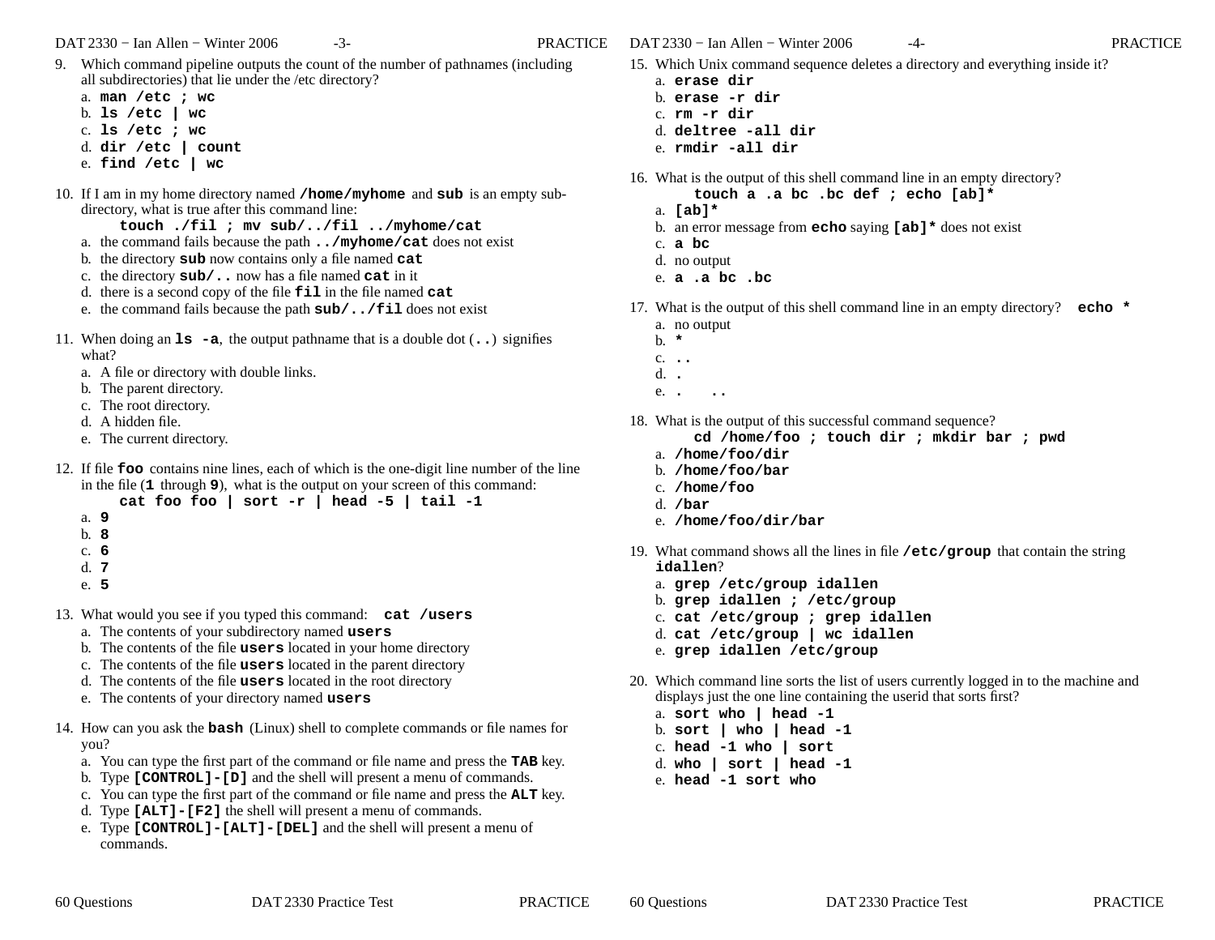9. Which command pipeline outputs the count of the number of pathnames (including all subdirectories) that lie under the /etc directory?
   a. **man /etc ; wc**
   b. **ls /etc | wc**
   c. **ls /etc ; wc**
   d. **dir /etc | count**
   e. **find /etc | wc**

10. If I am in my home directory named **/home/myhome** and **sub** is an empty sub-directory, what is true after this command line:

    **touch ./fil ; mv sub/../fil ../myhome/cat**

    a. the command fails because the path **../myhome/cat** does not exist
    b. the directory **sub** now contains only a file named **cat**
    c. the directory **sub/..** now has a file named **cat** in it
    d. there is a second copy of the file **fil** in the file named **cat**
    e. the command fails because the path **sub/../fil** does not exist

11. When doing an **ls -a**, the output pathname that is a double dot (**..**) signifies what?
    a. A file or directory with double links.
    b. The parent directory.
    c. The root directory.
    d. A hidden file.
    e. The current directory.

12. If file **foo** contains nine lines, each of which is the one-digit line number of the line in the file (**1** through **9**), what is the output on your screen of this command:

    **cat foo foo | sort -r | head -5 | tail -1**

    a. **9**
    b. **8**
    c. **6**
    d. **7**
    e. **5**

13. What would you see if you typed this command: **cat /users**
    a. The contents of your subdirectory named **users**
    b. The contents of the file **users** located in your home directory
    c. The contents of the file **users** located in the parent directory
    d. The contents of the file **users** located in the root directory
    e. The contents of your directory named **users**

14. How can you ask the **bash** (Linux) shell to complete commands or file names for you?
    a. You can type the first part of the command or file name and press the **TAB** key.
    b. Type **[CONTROL]-[D]** and the shell will present a menu of commands.
    c. You can type the first part of the command or file name and press the **ALT** key.
    d. Type **[ALT]-[F2]** the shell will present a menu of commands.
    e. Type **[CONTROL]-[ALT]-[DEL]** and the shell will present a menu of commands.

15. Which Unix command sequence deletes a directory and everything inside it?
    a. **erase dir**
    b. **erase -r dir**
    c. **rm -r dir**
    d. **deltree -all dir**
    e. **rmdir -all dir**

16. What is the output of this shell command line in an empty directory?

    **touch a .a bc .bc def ; echo [ab]***

    a. **[ab]***
    b. an error message from **echo** saying **[ab]*** does not exist
    c. **a bc**
    d. no output
    e. **a .a bc .bc**

17. What is the output of this shell command line in an empty directory? **echo ***
    a. no output
    b. *****
    c. **..**
    d. **.**
    e. **. ..**

18. What is the output of this successful command sequence?

    **cd /home/foo ; touch dir ; mkdir bar ; pwd**

    a. **/home/foo/dir**
    b. **/home/foo/bar**
    c. **/home/foo**
    d. **/bar**
    e. **/home/foo/dir/bar**

19. What command shows all the lines in file **/etc/group** that contain the string **idallen**?
    a. **grep /etc/group idallen**
    b. **grep idallen ; /etc/group**
    c. **cat /etc/group ; grep idallen**
    d. **cat /etc/group | wc idallen**
    e. **grep idallen /etc/group**

20. Which command line sorts the list of users currently logged in to the machine and displays just the one line containing the userid that sorts first?
    a. **sort who | head -1**
    b. **sort | who | head -1**
    c. **head -1 who | sort**
    d. **who | sort | head -1**
    e. **head -1 sort who**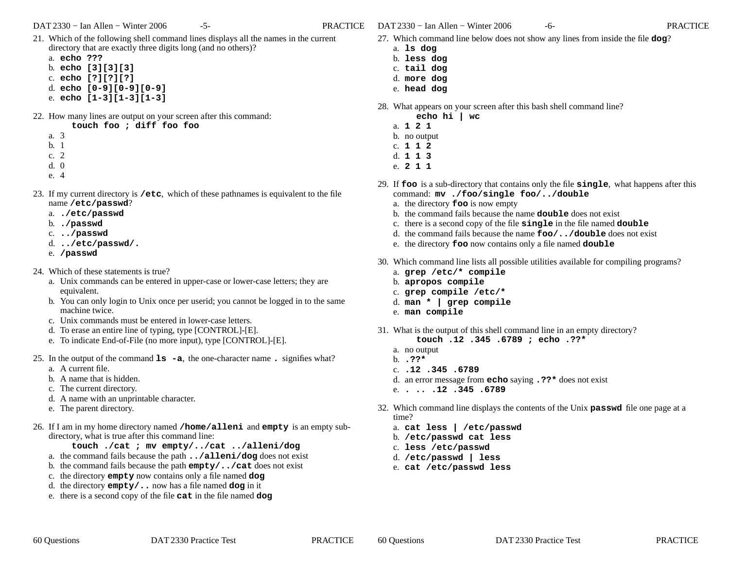21. Which of the following shell command lines displays all the names in the current directory that are exactly three digits long (and no others)?
    a. **echo ???**
    b. **echo [3][3][3]**
    c. **echo [?][?][?]**
    d. **echo [0-9][0-9][0-9]**
    e. **echo [1-3][1-3][1-3]**

22. How many lines are output on your screen after this command:
    **touch foo ; diff foo foo**
    a. 3
    b. 1
    c. 2
    d. 0
    e. 4

23. If my current directory is **/etc**, which of these pathnames is equivalent to the file name **/etc/passwd**?
    a. **./etc/passwd**
    b. **./passwd**
    c. **../passwd**
    d. **../etc/passwd/.**
    e. **/passwd**

24. Which of these statements is true?
    a. Unix commands can be entered in upper-case or lower-case letters; they are equivalent.
    b. You can only login to Unix once per userid; you cannot be logged in to the same machine twice.
    c. Unix commands must be entered in lower-case letters.
    d. To erase an entire line of typing, type [CONTROL]-[E].
    e. To indicate End-of-File (no more input), type [CONTROL]-[E].

25. In the output of the command **ls -a**, the one-character name **.** signifies what?
    a. A current file.
    b. A name that is hidden.
    c. The current directory.
    d. A name with an unprintable character.
    e. The parent directory.

26. If I am in my home directory named **/home/alleni** and **empty** is an empty sub-directory, what is true after this command line:
    **touch ./cat ; mv empty/../cat ../alleni/dog**
    a. the command fails because the path **../alleni/dog** does not exist
    b. the command fails because the path **empty/../cat** does not exist
    c. the directory **empty** now contains only a file named **dog**
    d. the directory **empty/..** now has a file named **dog** in it
    e. there is a second copy of the file **cat** in the file named **dog**

27. Which command line below does not show any lines from inside the file **dog**?
    a. **ls dog**
    b. **less dog**
    c. **tail dog**
    d. **more dog**
    e. **head dog**

28. What appears on your screen after this bash shell command line?
    **echo hi | wc**
    a. **1 2 1**
    b. no output
    c. **1 1 2**
    d. **1 1 3**
    e. **2 1 1**

29. If **foo** is a sub-directory that contains only the file **single**, what happens after this command: **mv ./foo/single foo/../double**
    a. the directory **foo** is now empty
    b. the command fails because the name **double** does not exist
    c. there is a second copy of the file **single** in the file named **double**
    d. the command fails because the name **foo/../double** does not exist
    e. the directory **foo** now contains only a file named **double**

30. Which command line lists all possible utilities available for compiling programs?
    a. **grep /etc/* compile**
    b. **apropos compile**
    c. **grep compile /etc/***
    d. **man * | grep compile**
    e. **man compile**

31. What is the output of this shell command line in an empty directory?
    **touch .12 .345 .6789 ; echo .??***
    a. no output
    b. **.??***
    c. **.12 .345 .6789**
    d. an error message from **echo** saying **.??*** does not exist
    e. **. .. .12 .345 .6789**

32. Which command line displays the contents of the Unix **passwd** file one page at a time?
    a. **cat less | /etc/passwd**
    b. **/etc/passwd cat less**
    c. **less /etc/passwd**
    d. **/etc/passwd | less**
    e. **cat /etc/passwd less**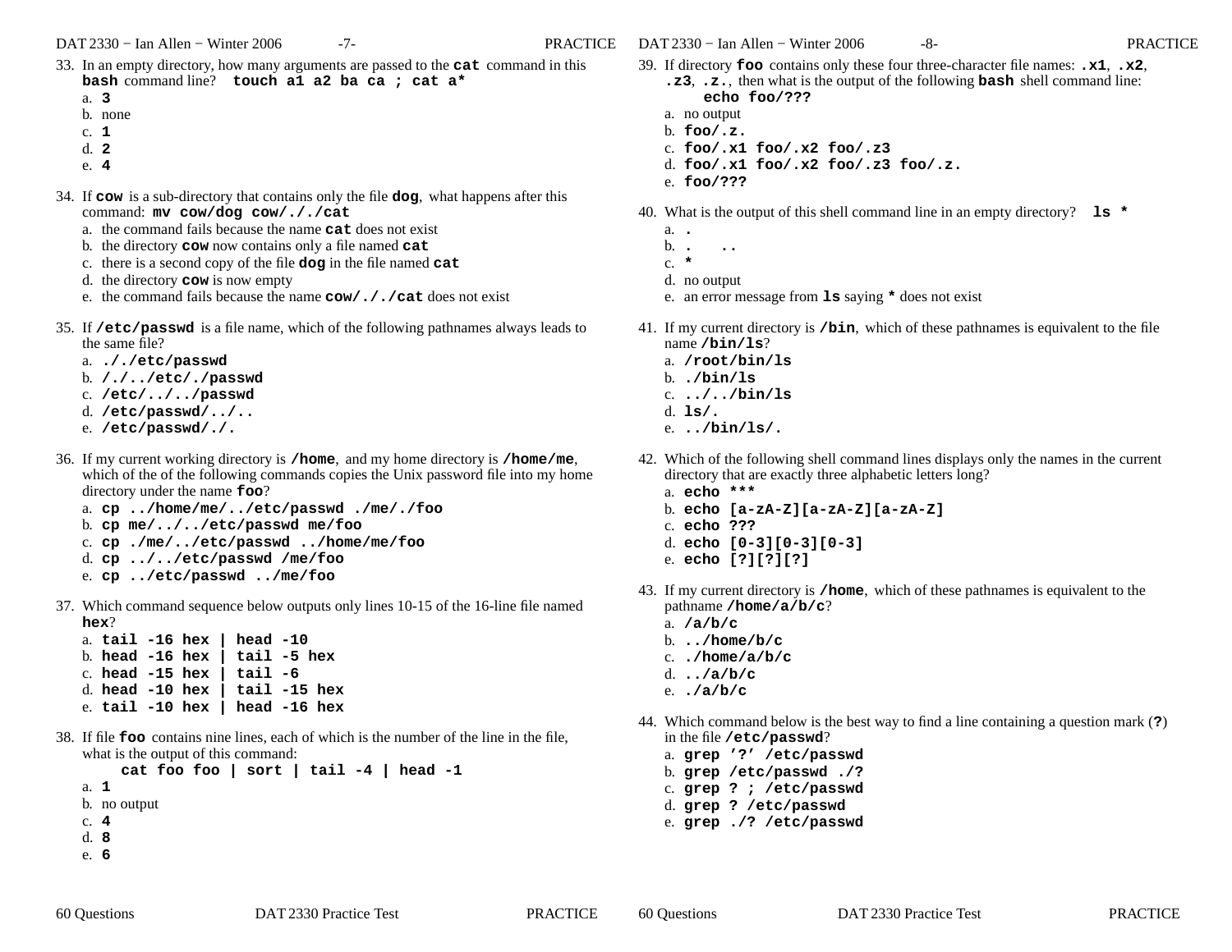33. In an empty directory, how many arguments are passed to the **cat** command in this **bash** command line? **touch a1 a2 ba ca ; cat a***
    a. **3**
    b. none
    c. **1**
    d. **2**
    e. **4**

34. If **cow** is a sub-directory that contains only the file **dog**, what happens after this command: **mv cow/dog cow/././cat**
    a. the command fails because the name **cat** does not exist
    b. the directory **cow** now contains only a file named **cat**
    c. there is a second copy of the file **dog** in the file named **cat**
    d. the directory **cow** is now empty
    e. the command fails because the name **cow/././cat** does not exist

35. If **/etc/passwd** is a file name, which of the following pathnames always leads to the same file?
    a. **././etc/passwd**
    b. **/./../etc/./passwd**
    c. **/etc/../../passwd**
    d. **/etc/passwd/../..**
    e. **/etc/passwd/./.**

36. If my current working directory is **/home**, and my home directory is **/home/me**, which of the of the following commands copies the Unix password file into my home directory under the name **foo**?
    a. **cp ../home/me/../etc/passwd ./me/./foo**
    b. **cp me/../../etc/passwd me/foo**
    c. **cp ./me/../etc/passwd ../home/me/foo**
    d. **cp ../../etc/passwd /me/foo**
    e. **cp ../etc/passwd ../me/foo**

37. Which command sequence below outputs only lines 10-15 of the 16-line file named **hex**?
    a. **tail -16 hex | head -10**
    b. **head -16 hex | tail -5 hex**
    c. **head -15 hex | tail -6**
    d. **head -10 hex | tail -15 hex**
    e. **tail -10 hex | head -16 hex**

38. If file **foo** contains nine lines, each of which is the number of the line in the file, what is the output of this command:
    **cat foo foo | sort | tail -4 | head -1**
    a. **1**
    b. no output
    c. **4**
    d. **8**
    e. **6**

39. If directory **foo** contains only these four three-character file names: **.x1**, **.x2**, **.z3**, **.z.**, then what is the output of the following **bash** shell command line:
    **echo foo/???**
    a. no output
    b. **foo/.z.**
    c. **foo/.x1 foo/.x2 foo/.z3**
    d. **foo/.x1 foo/.x2 foo/.z3 foo/.z.**
    e. **foo/???**

40. What is the output of this shell command line in an empty directory? **ls ***
    a. **.**
    b. **. ..**
    c. *****
    d. no output
    e. an error message from **ls** saying ***** does not exist

41. If my current directory is **/bin**, which of these pathnames is equivalent to the file name **/bin/ls**?
    a. **/root/bin/ls**
    b. **./bin/ls**
    c. **../../bin/ls**
    d. **ls/.**
    e. **../bin/ls/.**

42. Which of the following shell command lines displays only the names in the current directory that are exactly three alphabetic letters long?
    a. **echo *****
    b. **echo [a-zA-Z][a-zA-Z][a-zA-Z]**
    c. **echo ???**
    d. **echo [0-3][0-3][0-3]**
    e. **echo [?][?][?]**

43. If my current directory is **/home**, which of these pathnames is equivalent to the pathname **/home/a/b/c**?
    a. **/a/b/c**
    b. **../home/b/c**
    c. **./home/a/b/c**
    d. **../a/b/c**
    e. **./a/b/c**

44. Which command below is the best way to find a line containing a question mark (**?**) in the file **/etc/passwd**?
    a. **grep '?' /etc/passwd**
    b. **grep /etc/passwd ./?**
    c. **grep ? ; /etc/passwd**
    d. **grep ? /etc/passwd**
    e. **grep ./? /etc/passwd**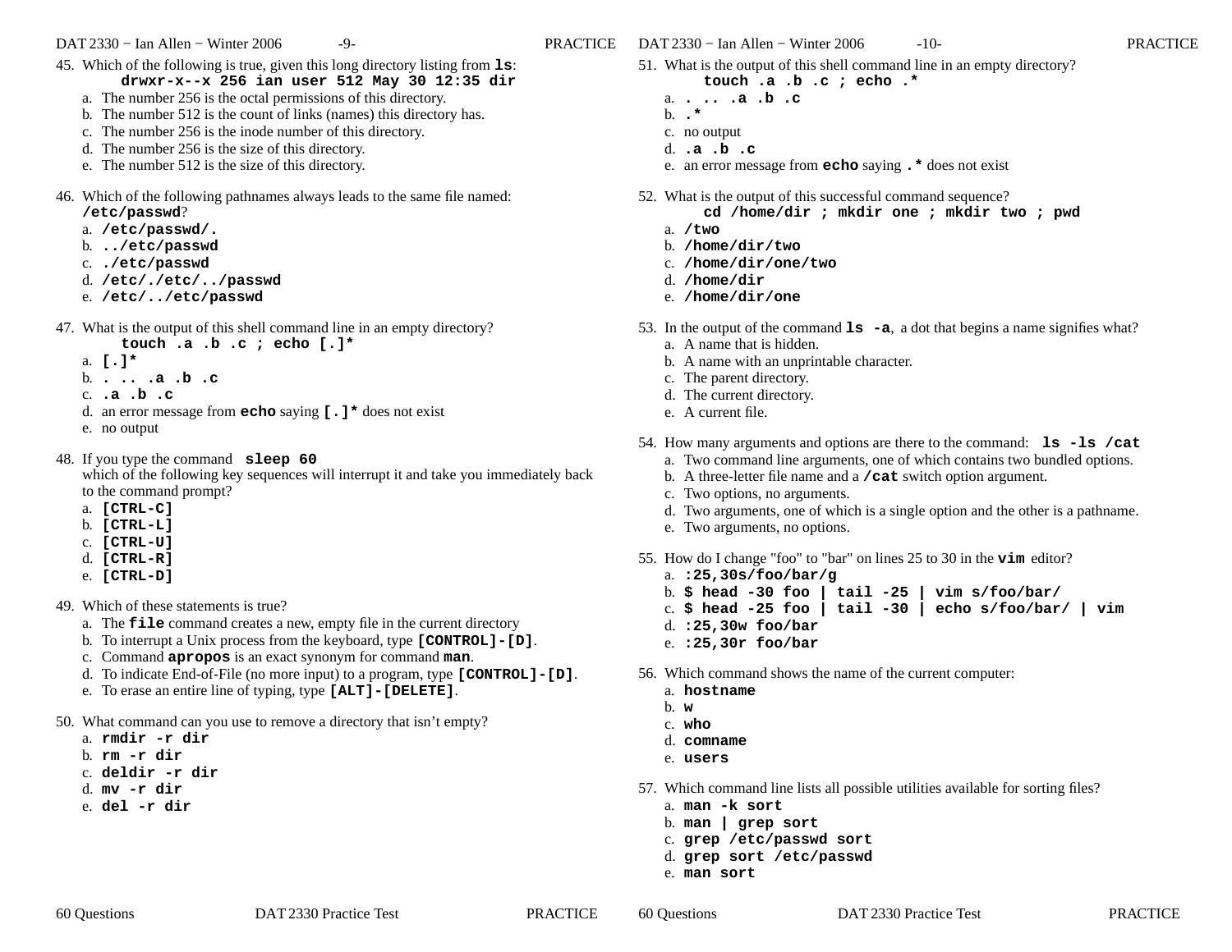45. Which of the following is true, given this long directory listing from **ls**:
    **drwxr-x--x 256 ian user 512 May 30 12:35 dir**
    a. The number 256 is the octal permissions of this directory.
    b. The number 512 is the count of links (names) this directory has.
    c. The number 256 is the inode number of this directory.
    d. The number 256 is the size of this directory.
    e. The number 512 is the size of this directory.

46. Which of the following pathnames always leads to the same file named: **/etc/passwd**?
    a. **/etc/passwd/.**
    b. **../etc/passwd**
    c. **./etc/passwd**
    d. **/etc/./etc/../passwd**
    e. **/etc/../etc/passwd**

47. What is the output of this shell command line in an empty directory?
    **touch .a .b .c ; echo [.]***
    a. **[.]***
    b. **. .. .a .b .c**
    c. **.a .b .c**
    d. an error message from **echo** saying **[.]*** does not exist
    e. no output

48. If you type the command **sleep 60**
    which of the following key sequences will interrupt it and take you immediately back to the command prompt?
    a. **[CTRL-C]**
    b. **[CTRL-L]**
    c. **[CTRL-U]**
    d. **[CTRL-R]**
    e. **[CTRL-D]**

49. Which of these statements is true?
    a. The **file** command creates a new, empty file in the current directory
    b. To interrupt a Unix process from the keyboard, type **[CONTROL]-[D]**.
    c. Command **apropos** is an exact synonym for command **man**.
    d. To indicate End-of-File (no more input) to a program, type **[CONTROL]-[D]**.
    e. To erase an entire line of typing, type **[ALT]-[DELETE]**.

50. What command can you use to remove a directory that isn't empty?
    a. **rmdir -r dir**
    b. **rm -r dir**
    c. **deldir -r dir**
    d. **mv -r dir**
    e. **del -r dir**

51. What is the output of this shell command line in an empty directory?
    **touch .a .b .c ; echo .***
    a. **. .. .a .b .c**
    b. **.***
    c. no output
    d. **.a .b .c**
    e. an error message from **echo** saying **.*** does not exist

52. What is the output of this successful command sequence?
    **cd /home/dir ; mkdir one ; mkdir two ; pwd**
    a. **/two**
    b. **/home/dir/two**
    c. **/home/dir/one/two**
    d. **/home/dir**
    e. **/home/dir/one**

53. In the output of the command **ls -a**, a dot that begins a name signifies what?
    a. A name that is hidden.
    b. A name with an unprintable character.
    c. The parent directory.
    d. The current directory.
    e. A current file.

54. How many arguments and options are there to the command: **ls -ls /cat**
    a. Two command line arguments, one of which contains two bundled options.
    b. A three-letter file name and a **/cat** switch option argument.
    c. Two options, no arguments.
    d. Two arguments, one of which is a single option and the other is a pathname.
    e. Two arguments, no options.

55. How do I change "foo" to "bar" on lines 25 to 30 in the **vim** editor?
    a. **:25,30s/foo/bar/g**
    b. **$ head -30 foo | tail -25 | vim s/foo/bar/**
    c. **$ head -25 foo | tail -30 | echo s/foo/bar/ | vim**
    d. **:25,30w foo/bar**
    e. **:25,30r foo/bar**

56. Which command shows the name of the current computer:
    a. **hostname**
    b. **w**
    c. **who**
    d. **comname**
    e. **users**

57. Which command line lists all possible utilities available for sorting files?
    a. **man -k sort**
    b. **man | grep sort**
    c. **grep /etc/passwd sort**
    d. **grep sort /etc/passwd**
    e. **man sort**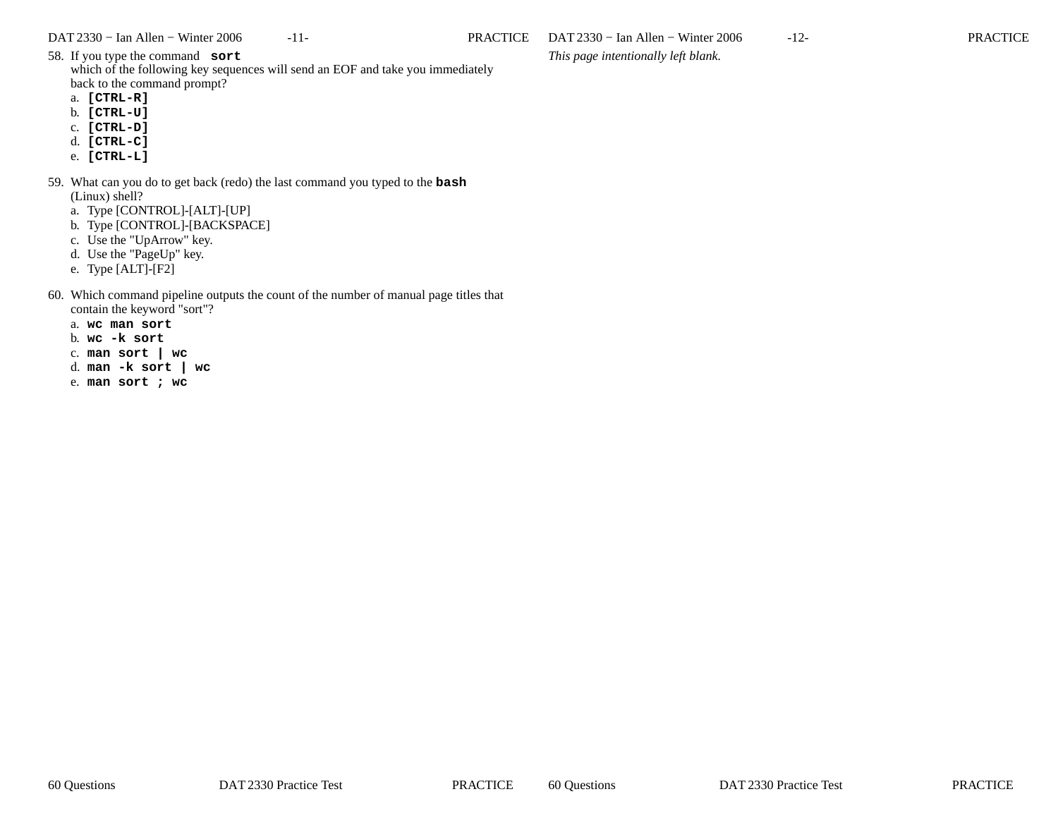58. If you type the command **`sort`** which of the following key sequences will send an EOF and take you immediately back to the command prompt?
    a. **`[CTRL-R]`**
    b. **`[CTRL-U]`**
    c. **`[CTRL-D]`**
    d. **`[CTRL-C]`**
    e. **`[CTRL-L]`**

59. What can you do to get back (redo) the last command you typed to the **`bash`** (Linux) shell?
    a. Type [CONTROL]-[ALT]-[UP]
    b. Type [CONTROL]-[BACKSPACE]
    c. Use the "UpArrow" key.
    d. Use the "PageUp" key.
    e. Type [ALT]-[F2]

60. Which command pipeline outputs the count of the number of manual page titles that contain the keyword "sort"?
    a. **`wc man sort`**
    b. **`wc -k sort`**
    c. **`man sort | wc`**
    d. **`man -k sort | wc`**
    e. **`man sort ; wc`**

*This page intentionally left blank.*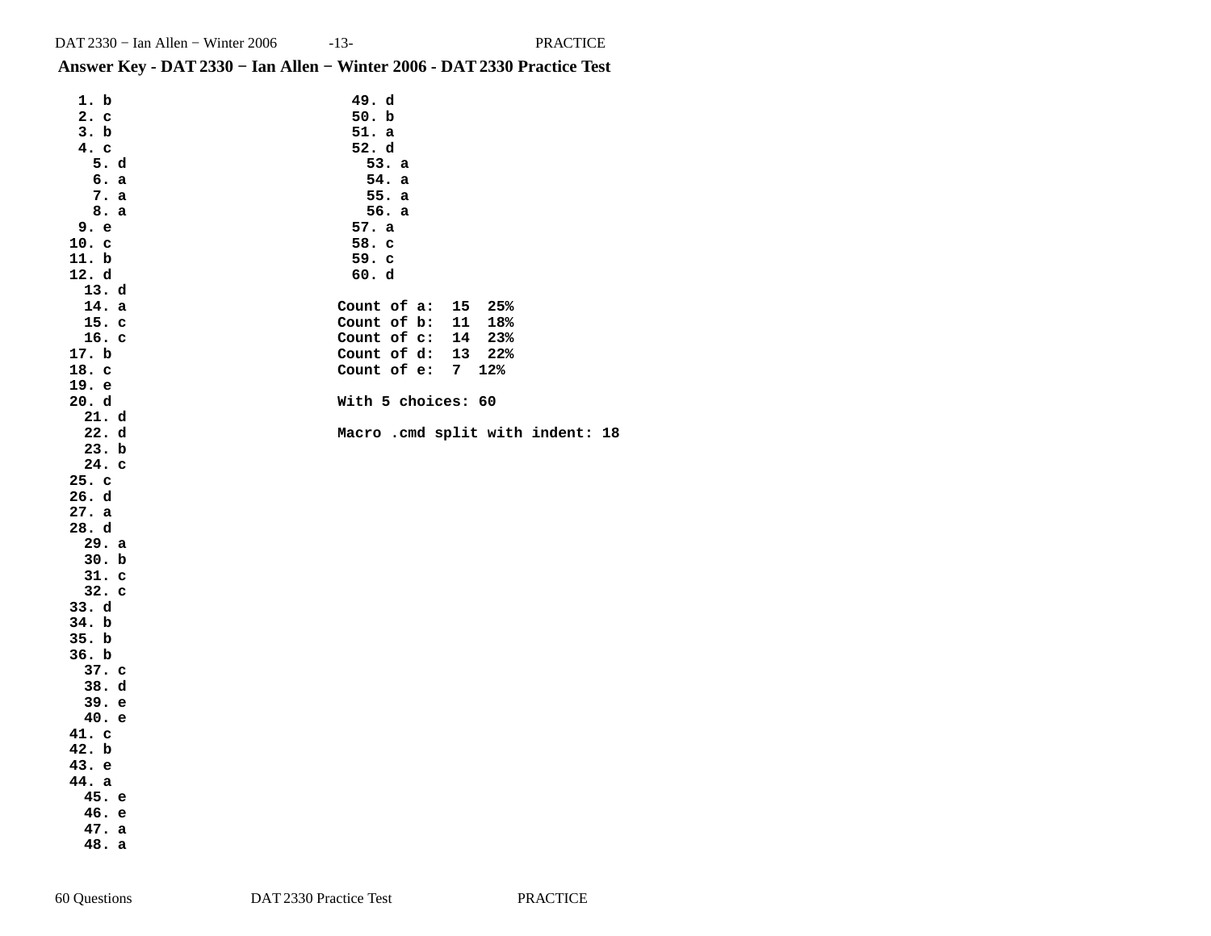## Answer Key - DAT 2330 − Ian Allen − Winter 2006 - DAT 2330 Practice Test

```
  1. b
  2. c
  3. b
  4. c
  5. d
  6. a
  7. a
  8. a
  9. e
 10. c
 11. b
 12. d
 13. d
 14. a
 15. c
 16. c
 17. b
 18. c
 19. e
 20. d
 21. d
 22. d
 23. b
 24. c
 25. c
 26. d
 27. a
 28. d
 29. a
 30. b
 31. c
 32. c
 33. d
 34. b
 35. b
 36. b
 37. c
 38. d
 39. e
 40. e
 41. c
 42. b
 43. e
 44. a
 45. e
 46. e
 47. a
 48. a
 49. d
 50. b
 51. a
 52. d
 53. a
 54. a
 55. a
 56. a
 57. a
 58. c
 59. c
 60. d

Count of a:  15  25%
Count of b:  11  18%
Count of c:  14  23%
Count of d:  13  22%
Count of e:  7  12%

With 5 choices: 60

Macro .cmd split with indent: 18
```

60 Questions DAT 2330 Practice Test PRACTICE